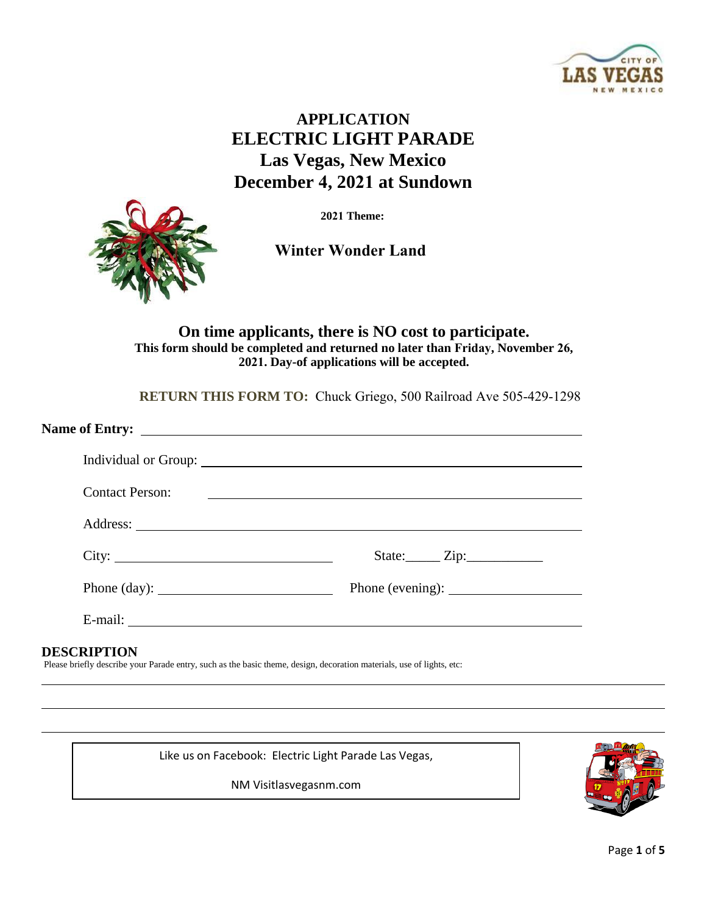# APPLICATION
# ELECTRIC LIGHT PARADE
# Las Vegas, New Mexico
# December 4, 2021 at Sundown

**2021 Theme:**

**Winter Wonder Land**

## On time applicants, there is NO cost to participate.

**This form should be completed and returned no later than Friday, November 26, 2021. Day-of applications will be accepted.**

**RETURN THIS FORM TO:** Chuck Griego, 500 Railroad Ave 505-429-1298

**Name of Entry:** ______________________________________________

Individual or Group: ______________________________________________

Contact Person: ______________________________________________

Address: ______________________________________________

City: ______________________ State:_____ Zip:___________

Phone (day): ______________________ Phone (evening): ______________________

E-mail: ______________________________________________

## DESCRIPTION

Please briefly describe your Parade entry, such as the basic theme, design, decoration materials, use of lights, etc:

______________________________________________

______________________________________________

______________________________________________

Like us on Facebook: Electric Light Parade Las Vegas,

NM Visitlasvegasnm.com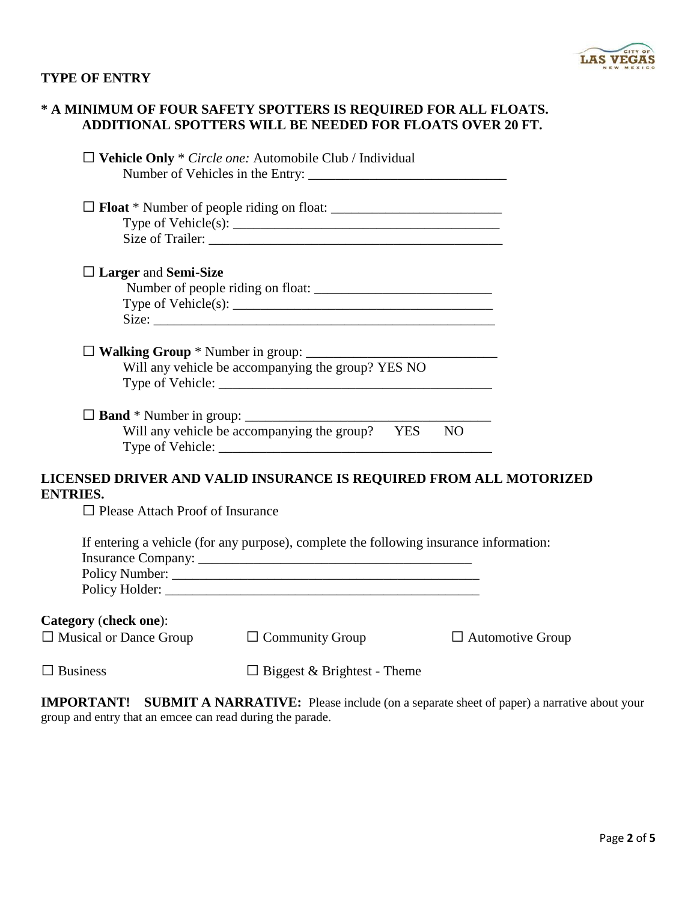## TYPE OF ENTRY

**\* A MINIMUM OF FOUR SAFETY SPOTTERS IS REQUIRED FOR ALL FLOATS. ADDITIONAL SPOTTERS WILL BE NEEDED FOR FLOATS OVER 20 FT.**

☐ **Vehicle Only** * *Circle one:* Automobile Club / Individual
Number of Vehicles in the Entry: ______________________________

☐ **Float** * Number of people riding on float: _________________________
Type of Vehicle(s): ________________________________________
Size of Trailer: ____________________________________________

☐ **Larger** and **Semi-Size**
Number of people riding on float: __________________________
Type of Vehicle(s): ________________________________________
Size: _____________________________________________________

☐ **Walking Group** * Number in group: ____________________________
Will any vehicle be accompanying the group? YES NO
Type of Vehicle: __________________________________________

☐ **Band** * Number in group: ___________________________________
Will any vehicle be accompanying the group? YES NO
Type of Vehicle: __________________________________________

**LICENSED DRIVER AND VALID INSURANCE IS REQUIRED FROM ALL MOTORIZED ENTRIES.**

☐ Please Attach Proof of Insurance

If entering a vehicle (for any purpose), complete the following insurance information:
Insurance Company: __________________________________________
Policy Number: ______________________________________________
Policy Holder: _______________________________________________

**Category** (**check one**):

☐ Musical or Dance Group ☐ Community Group ☐ Automotive Group

☐ Business ☐ Biggest & Brightest - Theme

**IMPORTANT! SUBMIT A NARRATIVE:** Please include (on a separate sheet of paper) a narrative about your group and entry that an emcee can read during the parade.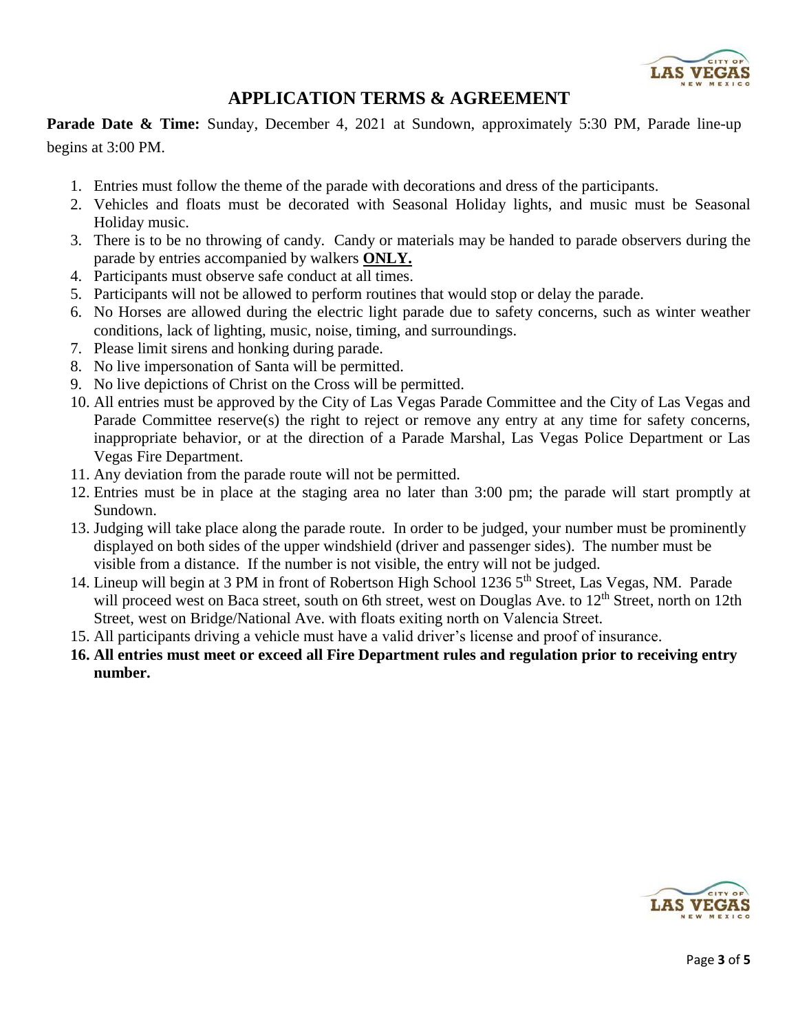# APPLICATION TERMS & AGREEMENT

**Parade Date & Time:** Sunday, December 4, 2021 at Sundown, approximately 5:30 PM, Parade line-up begins at 3:00 PM.

1. Entries must follow the theme of the parade with decorations and dress of the participants.
2. Vehicles and floats must be decorated with Seasonal Holiday lights, and music must be Seasonal Holiday music.
3. There is to be no throwing of candy. Candy or materials may be handed to parade observers during the parade by entries accompanied by walkers **ONLY.**
4. Participants must observe safe conduct at all times.
5. Participants will not be allowed to perform routines that would stop or delay the parade.
6. No Horses are allowed during the electric light parade due to safety concerns, such as winter weather conditions, lack of lighting, music, noise, timing, and surroundings.
7. Please limit sirens and honking during parade.
8. No live impersonation of Santa will be permitted.
9. No live depictions of Christ on the Cross will be permitted.
10. All entries must be approved by the City of Las Vegas Parade Committee and the City of Las Vegas and Parade Committee reserve(s) the right to reject or remove any entry at any time for safety concerns, inappropriate behavior, or at the direction of a Parade Marshal, Las Vegas Police Department or Las Vegas Fire Department.
11. Any deviation from the parade route will not be permitted.
12. Entries must be in place at the staging area no later than 3:00 pm; the parade will start promptly at Sundown.
13. Judging will take place along the parade route. In order to be judged, your number must be prominently displayed on both sides of the upper windshield (driver and passenger sides). The number must be visible from a distance. If the number is not visible, the entry will not be judged.
14. Lineup will begin at 3 PM in front of Robertson High School 1236 5th Street, Las Vegas, NM. Parade will proceed west on Baca street, south on 6th street, west on Douglas Ave. to 12th Street, north on 12th Street, west on Bridge/National Ave. with floats exiting north on Valencia Street.
15. All participants driving a vehicle must have a valid driver's license and proof of insurance.
16. **All entries must meet or exceed all Fire Department rules and regulation prior to receiving entry number.**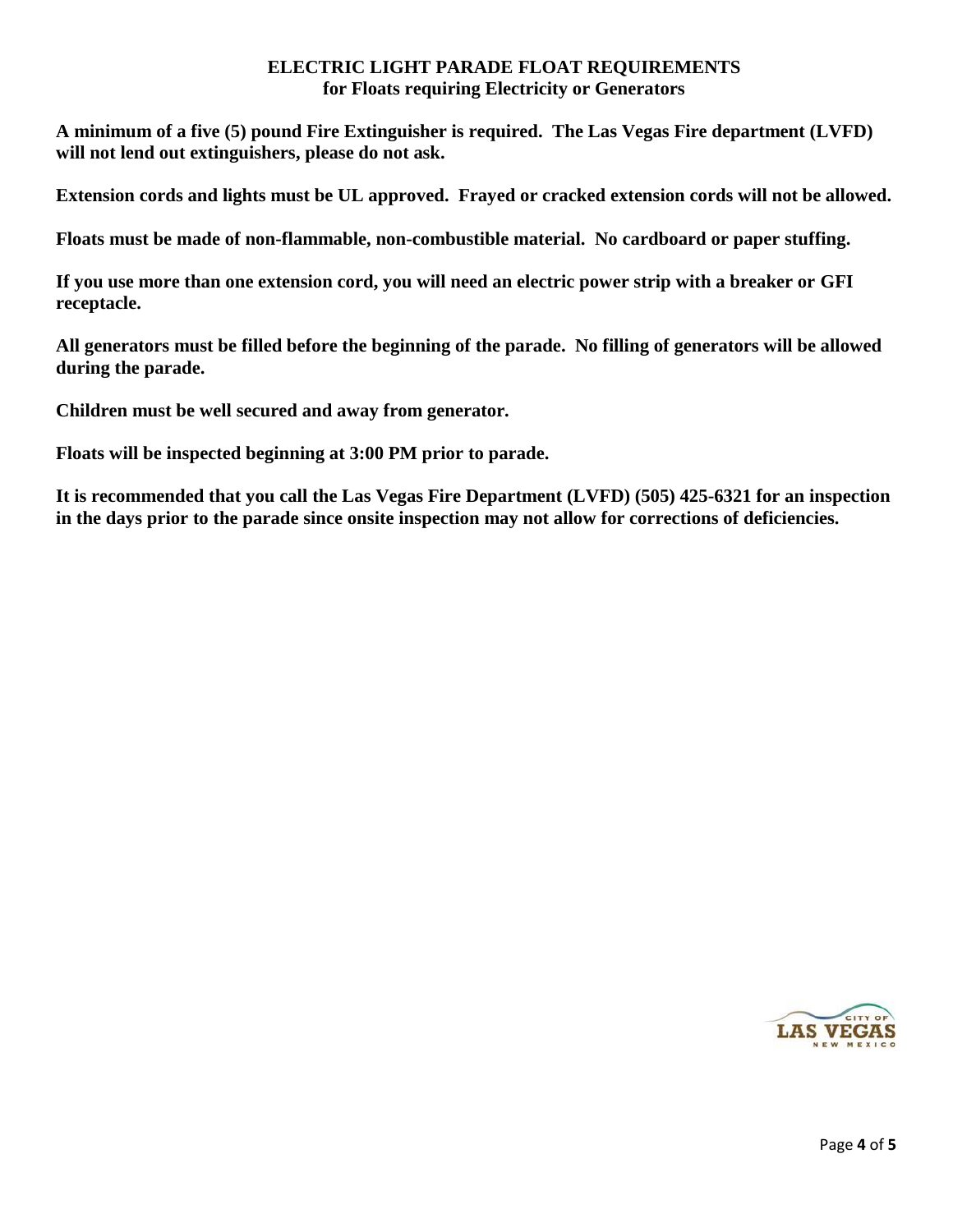# ELECTRIC LIGHT PARADE FLOAT REQUIREMENTS
## for Floats requiring Electricity or Generators

**A minimum of a five (5) pound Fire Extinguisher is required. The Las Vegas Fire department (LVFD) will not lend out extinguishers, please do not ask.**

**Extension cords and lights must be UL approved. Frayed or cracked extension cords will not be allowed.**

**Floats must be made of non-flammable, non-combustible material. No cardboard or paper stuffing.**

**If you use more than one extension cord, you will need an electric power strip with a breaker or GFI receptacle.**

**All generators must be filled before the beginning of the parade. No filling of generators will be allowed during the parade.**

**Children must be well secured and away from generator.**

**Floats will be inspected beginning at 3:00 PM prior to parade.**

**It is recommended that you call the Las Vegas Fire Department (LVFD) (505) 425-6321 for an inspection in the days prior to the parade since onsite inspection may not allow for corrections of deficiencies.**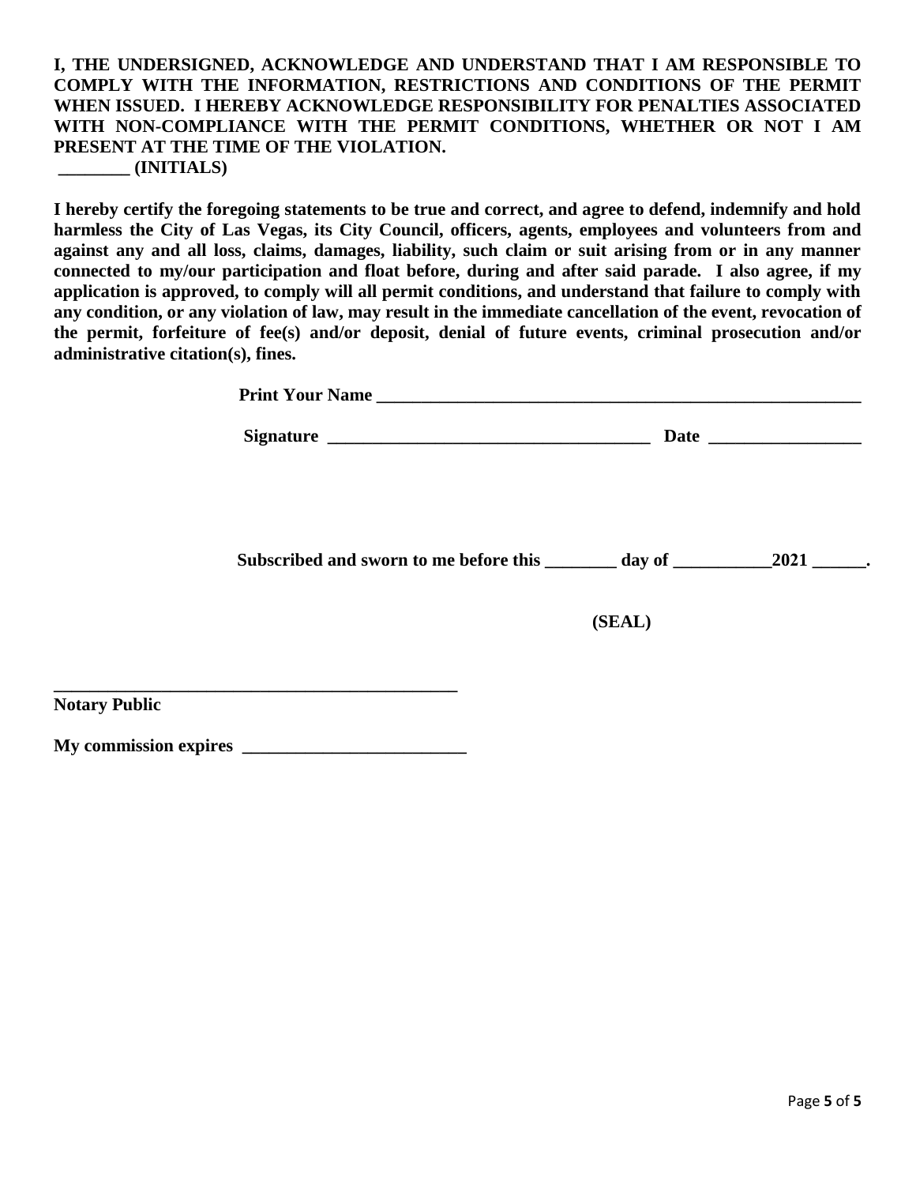**I, THE UNDERSIGNED, ACKNOWLEDGE AND UNDERSTAND THAT I AM RESPONSIBLE TO COMPLY WITH THE INFORMATION, RESTRICTIONS AND CONDITIONS OF THE PERMIT WHEN ISSUED. I HEREBY ACKNOWLEDGE RESPONSIBILITY FOR PENALTIES ASSOCIATED WITH NON-COMPLIANCE WITH THE PERMIT CONDITIONS, WHETHER OR NOT I AM PRESENT AT THE TIME OF THE VIOLATION.**
**________ (INITIALS)**

**I hereby certify the foregoing statements to be true and correct, and agree to defend, indemnify and hold harmless the City of Las Vegas, its City Council, officers, agents, employees and volunteers from and against any and all loss, claims, damages, liability, such claim or suit arising from or in any manner connected to my/our participation and float before, during and after said parade. I also agree, if my application is approved, to comply will all permit conditions, and understand that failure to comply with any condition, or any violation of law, may result in the immediate cancellation of the event, revocation of the permit, forfeiture of fee(s) and/or deposit, denial of future events, criminal prosecution and/or administrative citation(s), fines.**

**Print Your Name ____________________________________________________________**

**Signature _____________________________________ Date _________________**

**Subscribed and sworn to me before this ________ day of ___________2021 ______.**

**(SEAL)**

**_______________________________________________**
**Notary Public**

**My commission expires _________________________**